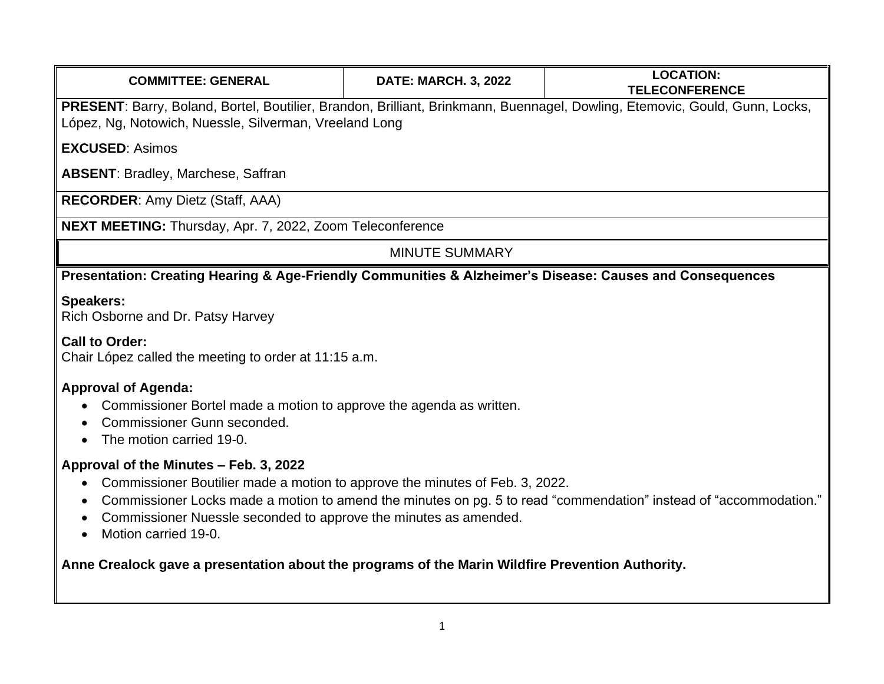| COMMITTEE: GENERAL | DATE: MARCH. 3, 2022 | LOCATION: TELECONFERENCE |
|---|---|---|

**PRESENT**: Barry, Boland, Bortel, Boutilier, Brandon, Brilliant, Brinkmann, Buennagel, Dowling, Etemovic, Gould, Gunn, Locks, López, Ng, Notowich, Nuessle, Silverman, Vreeland Long

**EXCUSED**: Asimos

**ABSENT**: Bradley, Marchese, Saffran

**RECORDER**: Amy Dietz (Staff, AAA)

**NEXT MEETING:** Thursday, Apr. 7, 2022, Zoom Teleconference

MINUTE SUMMARY

**Presentation: Creating Hearing & Age-Friendly Communities & Alzheimer's Disease: Causes and Consequences**

**Speakers:**
Rich Osborne and Dr. Patsy Harvey

**Call to Order:**
Chair López called the meeting to order at 11:15 a.m.

**Approval of Agenda:**

- Commissioner Bortel made a motion to approve the agenda as written.
- Commissioner Gunn seconded.
- The motion carried 19-0.

**Approval of the Minutes – Feb. 3, 2022**

- Commissioner Boutilier made a motion to approve the minutes of Feb. 3, 2022.
- Commissioner Locks made a motion to amend the minutes on pg. 5 to read "commendation" instead of "accommodation."
- Commissioner Nuessle seconded to approve the minutes as amended.
- Motion carried 19-0.

**Anne Crealock gave a presentation about the programs of the Marin Wildfire Prevention Authority.**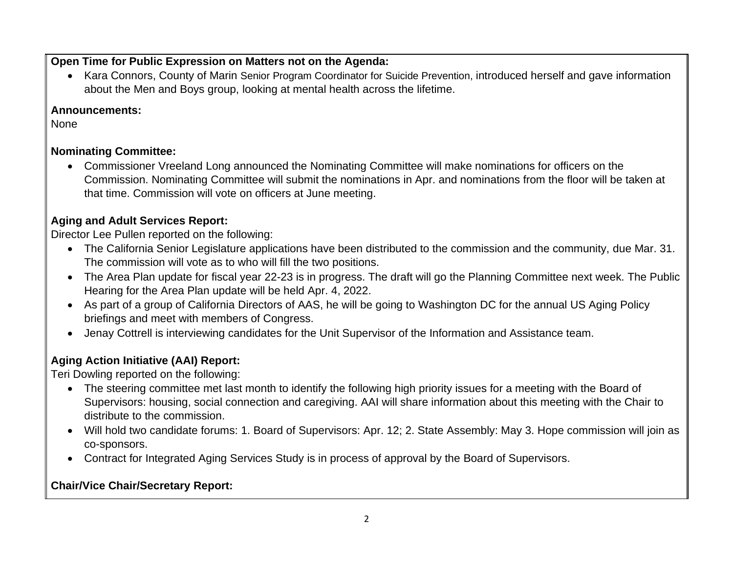**Open Time for Public Expression on Matters not on the Agenda:**

- Kara Connors, County of Marin Senior Program Coordinator for Suicide Prevention, introduced herself and gave information about the Men and Boys group, looking at mental health across the lifetime.

**Announcements:**

None

**Nominating Committee:**

- Commissioner Vreeland Long announced the Nominating Committee will make nominations for officers on the Commission. Nominating Committee will submit the nominations in Apr. and nominations from the floor will be taken at that time. Commission will vote on officers at June meeting.

**Aging and Adult Services Report:**

Director Lee Pullen reported on the following:

- The California Senior Legislature applications have been distributed to the commission and the community, due Mar. 31. The commission will vote as to who will fill the two positions.
- The Area Plan update for fiscal year 22-23 is in progress. The draft will go the Planning Committee next week. The Public Hearing for the Area Plan update will be held Apr. 4, 2022.
- As part of a group of California Directors of AAS, he will be going to Washington DC for the annual US Aging Policy briefings and meet with members of Congress.
- Jenay Cottrell is interviewing candidates for the Unit Supervisor of the Information and Assistance team.

**Aging Action Initiative (AAI) Report:**

Teri Dowling reported on the following:

- The steering committee met last month to identify the following high priority issues for a meeting with the Board of Supervisors: housing, social connection and caregiving. AAI will share information about this meeting with the Chair to distribute to the commission.
- Will hold two candidate forums: 1. Board of Supervisors: Apr. 12; 2. State Assembly: May 3. Hope commission will join as co-sponsors.
- Contract for Integrated Aging Services Study is in process of approval by the Board of Supervisors.

**Chair/Vice Chair/Secretary Report:**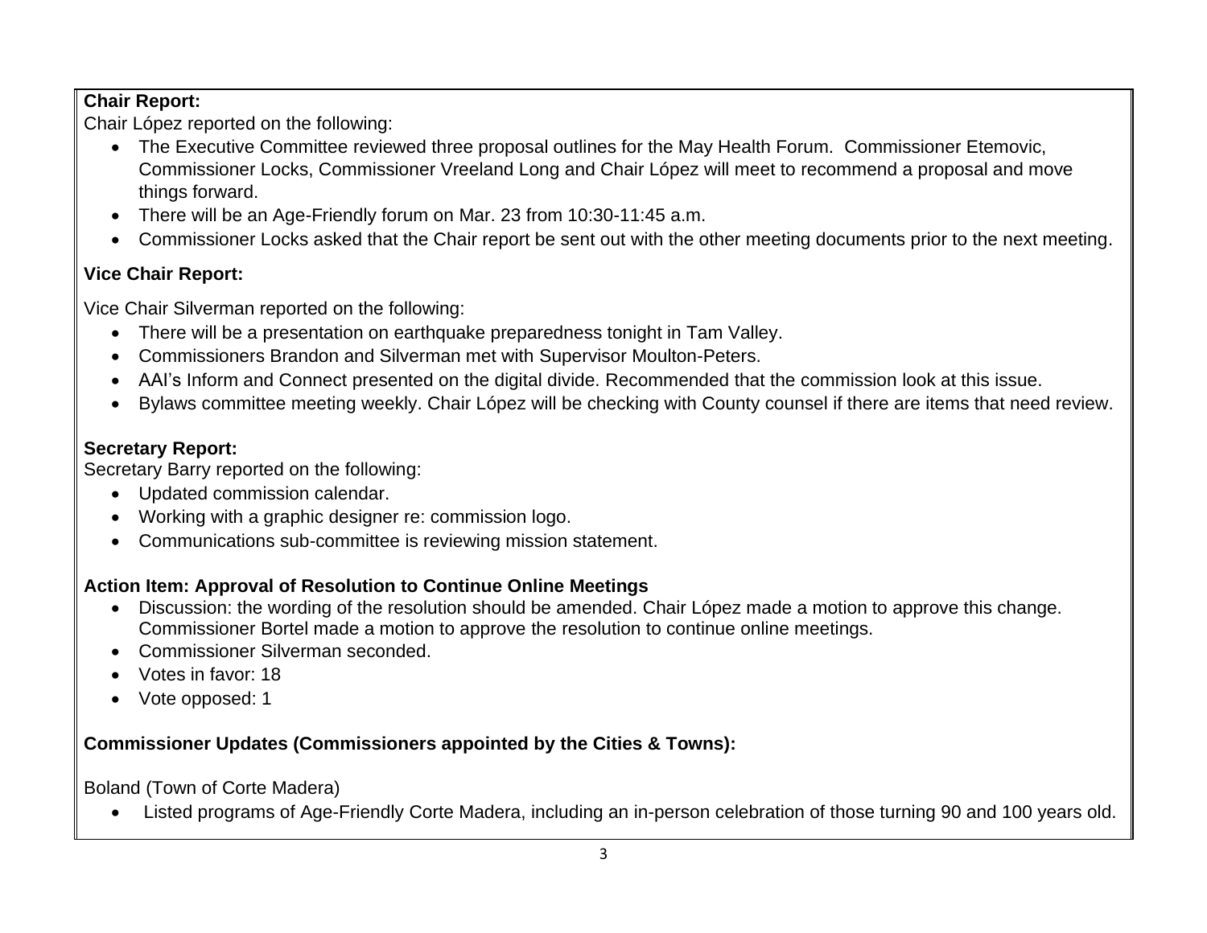**Chair Report:**

Chair López reported on the following:

- The Executive Committee reviewed three proposal outlines for the May Health Forum. Commissioner Etemovic, Commissioner Locks, Commissioner Vreeland Long and Chair López will meet to recommend a proposal and move things forward.
- There will be an Age-Friendly forum on Mar. 23 from 10:30-11:45 a.m.
- Commissioner Locks asked that the Chair report be sent out with the other meeting documents prior to the next meeting.

**Vice Chair Report:**

Vice Chair Silverman reported on the following:

- There will be a presentation on earthquake preparedness tonight in Tam Valley.
- Commissioners Brandon and Silverman met with Supervisor Moulton-Peters.
- AAI's Inform and Connect presented on the digital divide. Recommended that the commission look at this issue.
- Bylaws committee meeting weekly. Chair López will be checking with County counsel if there are items that need review.

**Secretary Report:**

Secretary Barry reported on the following:

- Updated commission calendar.
- Working with a graphic designer re: commission logo.
- Communications sub-committee is reviewing mission statement.

**Action Item: Approval of Resolution to Continue Online Meetings**

- Discussion: the wording of the resolution should be amended. Chair López made a motion to approve this change. Commissioner Bortel made a motion to approve the resolution to continue online meetings.
- Commissioner Silverman seconded.
- Votes in favor: 18
- Vote opposed: 1

**Commissioner Updates (Commissioners appointed by the Cities & Towns):**

Boland (Town of Corte Madera)

- Listed programs of Age-Friendly Corte Madera, including an in-person celebration of those turning 90 and 100 years old.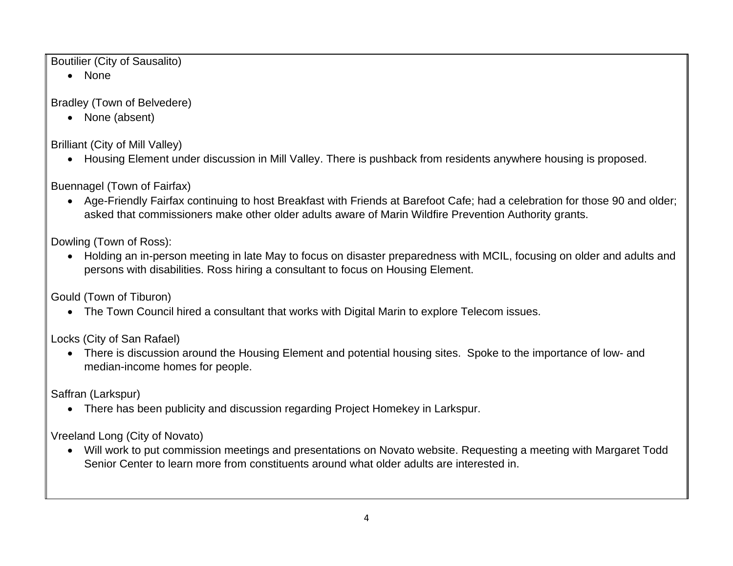Boutilier (City of Sausalito)

- None

Bradley (Town of Belvedere)

- None (absent)

Brilliant (City of Mill Valley)

- Housing Element under discussion in Mill Valley. There is pushback from residents anywhere housing is proposed.

Buennagel (Town of Fairfax)

- Age-Friendly Fairfax continuing to host Breakfast with Friends at Barefoot Cafe; had a celebration for those 90 and older; asked that commissioners make other older adults aware of Marin Wildfire Prevention Authority grants.

Dowling (Town of Ross):

- Holding an in-person meeting in late May to focus on disaster preparedness with MCIL, focusing on older and adults and persons with disabilities. Ross hiring a consultant to focus on Housing Element.

Gould (Town of Tiburon)

- The Town Council hired a consultant that works with Digital Marin to explore Telecom issues.

Locks (City of San Rafael)

- There is discussion around the Housing Element and potential housing sites. Spoke to the importance of low- and median-income homes for people.

Saffran (Larkspur)

- There has been publicity and discussion regarding Project Homekey in Larkspur.

Vreeland Long (City of Novato)

- Will work to put commission meetings and presentations on Novato website. Requesting a meeting with Margaret Todd Senior Center to learn more from constituents around what older adults are interested in.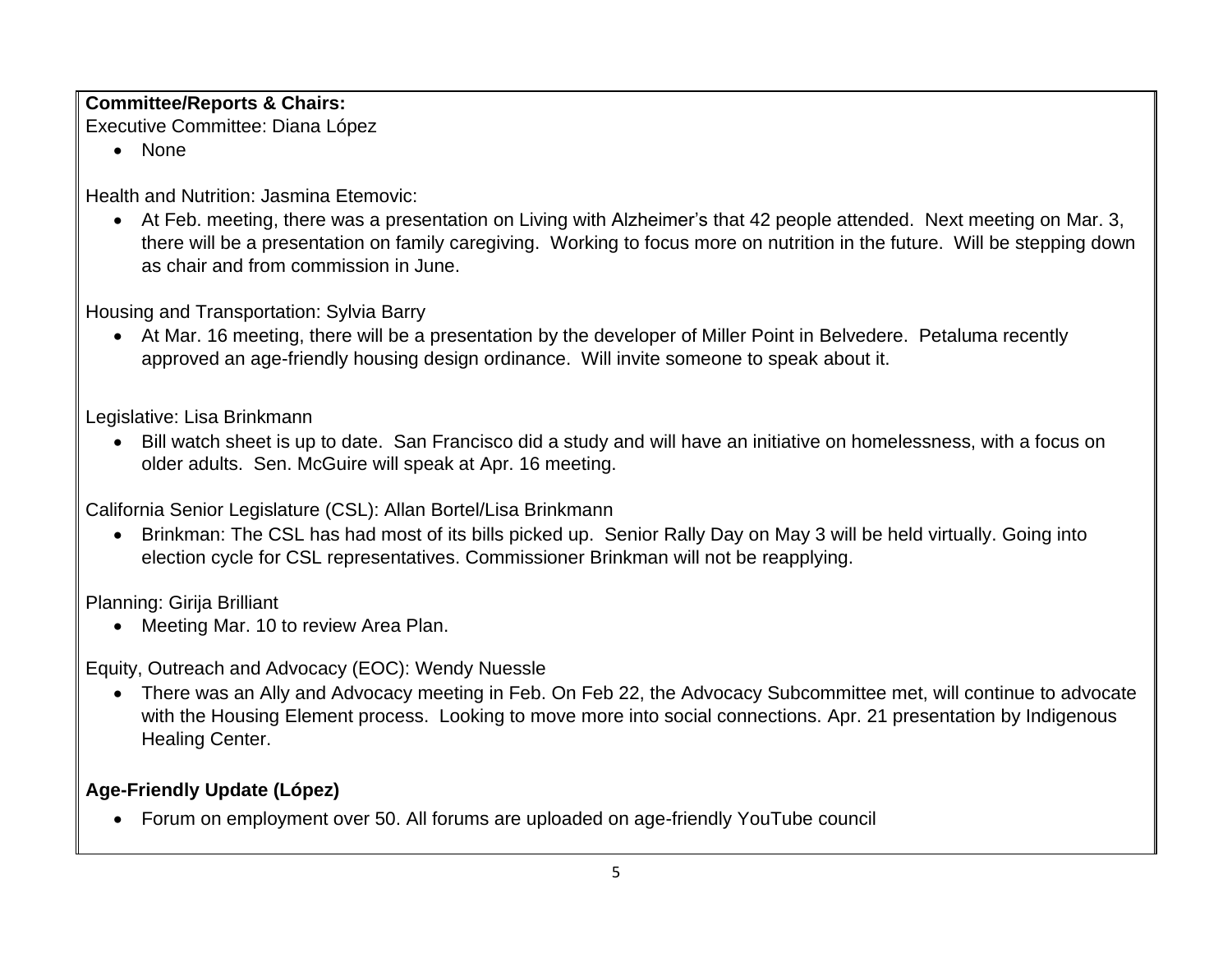**Committee/Reports & Chairs:**

Executive Committee: Diana López

- None

Health and Nutrition: Jasmina Etemovic:

- At Feb. meeting, there was a presentation on Living with Alzheimer's that 42 people attended. Next meeting on Mar. 3, there will be a presentation on family caregiving. Working to focus more on nutrition in the future. Will be stepping down as chair and from commission in June.

Housing and Transportation: Sylvia Barry

- At Mar. 16 meeting, there will be a presentation by the developer of Miller Point in Belvedere. Petaluma recently approved an age-friendly housing design ordinance. Will invite someone to speak about it.

Legislative: Lisa Brinkmann

- Bill watch sheet is up to date. San Francisco did a study and will have an initiative on homelessness, with a focus on older adults. Sen. McGuire will speak at Apr. 16 meeting.

California Senior Legislature (CSL): Allan Bortel/Lisa Brinkmann

- Brinkman: The CSL has had most of its bills picked up. Senior Rally Day on May 3 will be held virtually. Going into election cycle for CSL representatives. Commissioner Brinkman will not be reapplying.

Planning: Girija Brilliant

- Meeting Mar. 10 to review Area Plan.

Equity, Outreach and Advocacy (EOC): Wendy Nuessle

- There was an Ally and Advocacy meeting in Feb. On Feb 22, the Advocacy Subcommittee met, will continue to advocate with the Housing Element process. Looking to move more into social connections. Apr. 21 presentation by Indigenous Healing Center.

**Age-Friendly Update (López)**

- Forum on employment over 50. All forums are uploaded on age-friendly YouTube council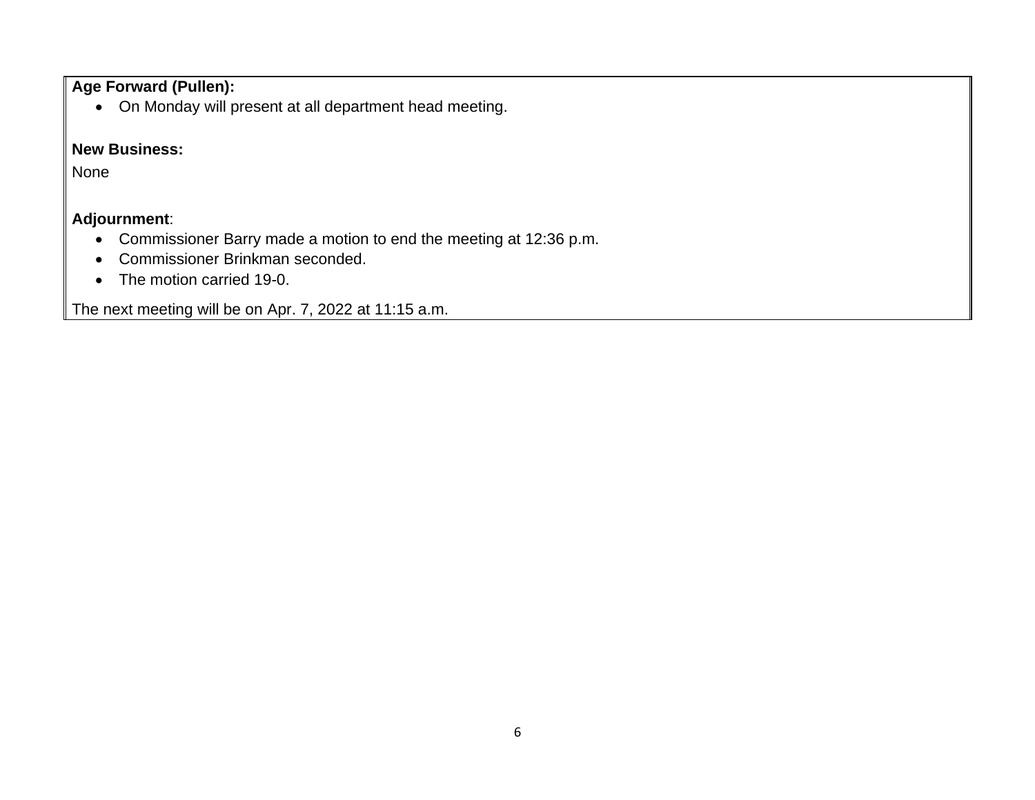**Age Forward (Pullen):**

- On Monday will present at all department head meeting.

**New Business:**

None

**Adjournment**:

- Commissioner Barry made a motion to end the meeting at 12:36 p.m.
- Commissioner Brinkman seconded.
- The motion carried 19-0.

The next meeting will be on Apr. 7, 2022 at 11:15 a.m.